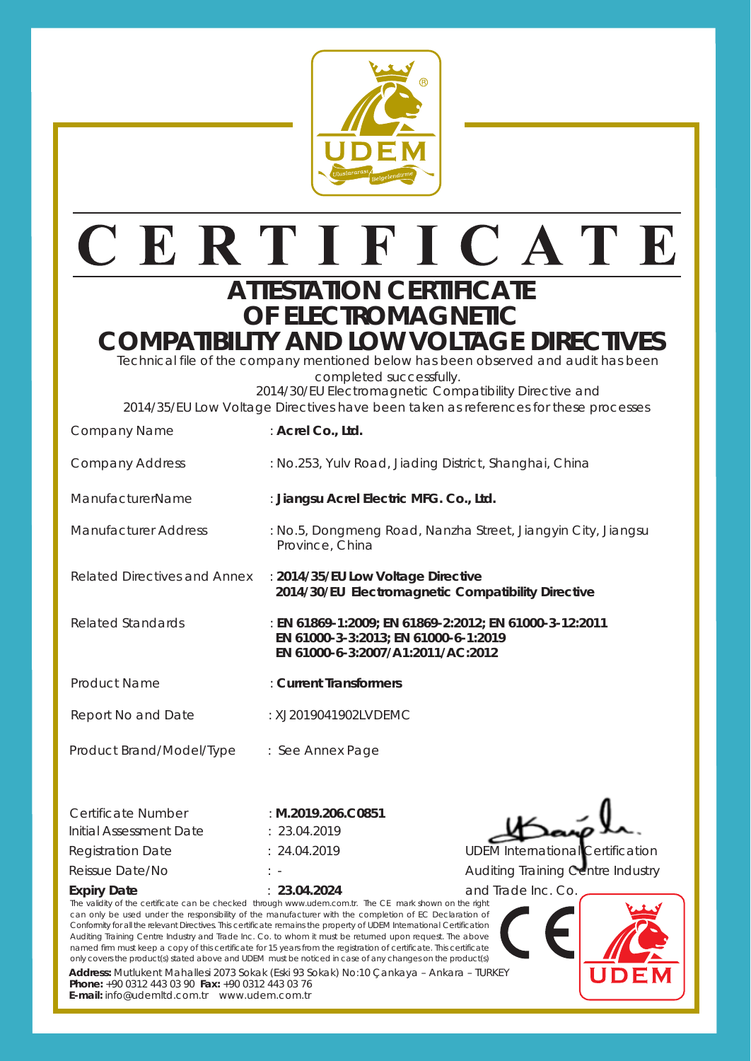# C E R T I F I C A T E

## ATTESTATION CERTIFICATE OF ELECTROMAGNETIC COMPATIBILITY AND LOW VOLTAGE DIRECTIVES

Technical file of the company mentioned below has been observed and audit has been completed successfully.
2014/30/EU Electromagnetic Compatibility Directive and
2014/35/EU Low Voltage Directives have been taken as references for these processes

| | |
|---|---|
| Company Name | : **Acrel Co., Ltd.** |
| Company Address | : No.253, Yulv Road, Jiading District, Shanghai, China |
| ManufacturerName | : **Jiangsu Acrel Electric MFG. Co., Ltd.** |
| Manufacturer Address | : No.5, Dongmeng Road, Nanzha Street, Jiangyin City, Jiangsu Province, China |
| Related Directives and Annex | : **2014/35/EU Low Voltage Directive**<br>**2014/30/EU Electromagnetic Compatibility Directive** |
| Related Standards | : **EN 61869-1:2009; EN 61869-2:2012; EN 61000-3-12:2011**<br>**EN 61000-3-3:2013; EN 61000-6-1:2019**<br>**EN 61000-6-3:2007/A1:2011/AC:2012** |
| Product Name | : **Current Transformers** |
| Report No and Date | : XJ2019041902LVDEMC |
| Product Brand/Model/Type | : See Annex Page |

| | |
|---|---|
| Certificate Number | : **M.2019.206.C0851** |
| Initial Assessment Date | : 23.04.2019 |
| Registration Date | : 24.04.2019 |
| Reissue Date/No | : - |
| **Expiry Date** | : **23.04.2024** |

UDEM International Certification Auditing Training Centre Industry and Trade Inc. Co.

The validity of the certificate can be checked through www.udem.com.tr. The CE mark shown on the right can only be used under the responsibility of the manufacturer with the completion of EC Declaration of Conformity for all the relevant Directives. This certificate remains the property of UDEM International Certification Auditing Training Centre Industry and Trade Inc. Co. to whom it must be returned upon request. The above named firm must keep a copy of this certificate for 15 years from the registration of certificate. This certificate only covers the product(s) stated above and UDEM must be noticed in case of any changes on the product(s)

**Address:** Mutlukent Mahallesi 2073 Sokak (Eski 93 Sokak) No:10 Çankaya – Ankara – TURKEY
**Phone:** +90 0312 443 03 90 **Fax:** +90 0312 443 03 76
**E-mail:** info@udemltd.com.tr www.udem.com.tr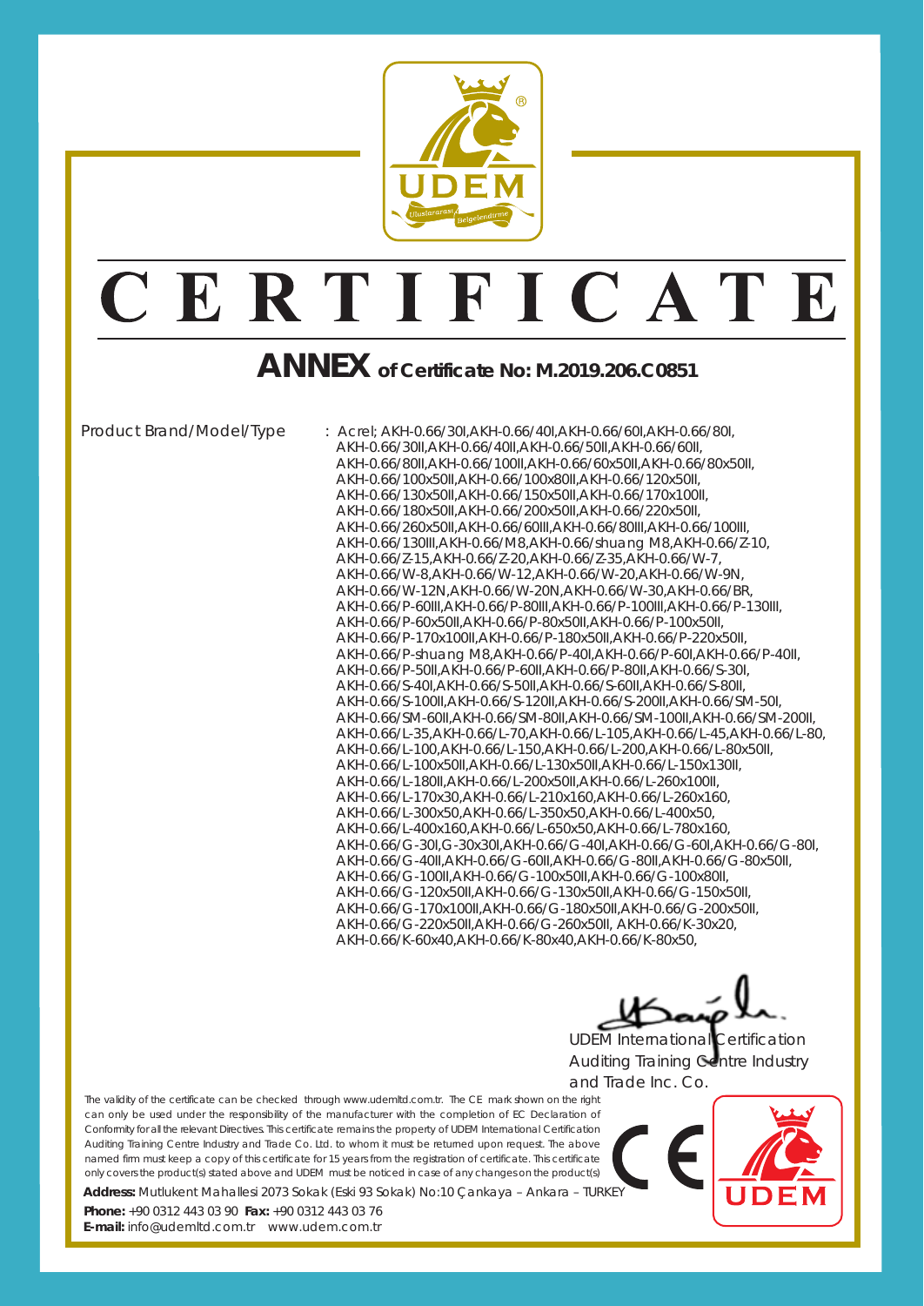# CERTIFICATE

## ANNEX of Certificate No: M.2019.206.C0851

Product Brand/Model/Type : Acrel; AKH-0.66/30I,AKH-0.66/40I,AKH-0.66/60I,AKH-0.66/80I, AKH-0.66/30II,AKH-0.66/40II,AKH-0.66/50II,AKH-0.66/60II, AKH-0.66/80II,AKH-0.66/100II,AKH-0.66/60x50II,AKH-0.66/80x50II, AKH-0.66/100x50II,AKH-0.66/100x80II,AKH-0.66/120x50II, AKH-0.66/130x50II,AKH-0.66/150x50II,AKH-0.66/170x100II, AKH-0.66/180x50II,AKH-0.66/200x50II,AKH-0.66/220x50II, AKH-0.66/260x50II,AKH-0.66/60III,AKH-0.66/80III,AKH-0.66/100III, AKH-0.66/130III,AKH-0.66/M8,AKH-0.66/shuang M8,AKH-0.66/Z-10, AKH-0.66/Z-15,AKH-0.66/Z-20,AKH-0.66/Z-35,AKH-0.66/W-7, AKH-0.66/W-8,AKH-0.66/W-12,AKH-0.66/W-20,AKH-0.66/W-9N, AKH-0.66/W-12N,AKH-0.66/W-20N,AKH-0.66/W-30,AKH-0.66/BR, AKH-0.66/P-60III,AKH-0.66/P-80III,AKH-0.66/P-100III,AKH-0.66/P-130III, AKH-0.66/P-60x50II,AKH-0.66/P-80x50II,AKH-0.66/P-100x50II, AKH-0.66/P-170x100II,AKH-0.66/P-180x50II,AKH-0.66/P-220x50II, AKH-0.66/P-shuang M8,AKH-0.66/P-40I,AKH-0.66/P-60I,AKH-0.66/P-40II, AKH-0.66/P-50II,AKH-0.66/P-60II,AKH-0.66/P-80II,AKH-0.66/S-30I, AKH-0.66/S-40I,AKH-0.66/S-50II,AKH-0.66/S-60II,AKH-0.66/S-80II, AKH-0.66/S-100II,AKH-0.66/S-120II,AKH-0.66/S-200II,AKH-0.66/SM-50I, AKH-0.66/SM-60II,AKH-0.66/SM-80II,AKH-0.66/SM-100II,AKH-0.66/SM-200II, AKH-0.66/L-35,AKH-0.66/L-70,AKH-0.66/L-105,AKH-0.66/L-45,AKH-0.66/L-80, AKH-0.66/L-100,AKH-0.66/L-150,AKH-0.66/L-200,AKH-0.66/L-80x50II, AKH-0.66/L-100x50II,AKH-0.66/L-130x50II,AKH-0.66/L-150x130II, AKH-0.66/L-180II,AKH-0.66/L-200x50II,AKH-0.66/L-260x100II, AKH-0.66/L-170x30,AKH-0.66/L-210x160,AKH-0.66/L-260x160, AKH-0.66/L-300x50,AKH-0.66/L-350x50,AKH-0.66/L-400x50, AKH-0.66/L-400x160,AKH-0.66/L-650x50,AKH-0.66/L-780x160, AKH-0.66/G-30I,G-30x30I,AKH-0.66/G-40I,AKH-0.66/G-60I,AKH-0.66/G-80I, AKH-0.66/G-40II,AKH-0.66/G-60II,AKH-0.66/G-80II,AKH-0.66/G-80x50II, AKH-0.66/G-100II,AKH-0.66/G-100x50II,AKH-0.66/G-100x80II, AKH-0.66/G-120x50II,AKH-0.66/G-130x50II,AKH-0.66/G-150x50II, AKH-0.66/G-170x100II,AKH-0.66/G-180x50II,AKH-0.66/G-200x50II, AKH-0.66/G-220x50II,AKH-0.66/G-260x50II, AKH-0.66/K-30x20, AKH-0.66/K-60x40,AKH-0.66/K-80x40,AKH-0.66/K-80x50,

UDEM International Certification Auditing Training Centre Industry and Trade Inc. Co.

The validity of the certificate can be checked through www.udemltd.com.tr. The CE mark shown on the right can only be used under the responsibility of the manufacturer with the completion of EC Declaration of Conformity for all the relevant Directives. This certificate remains the property of UDEM International Certification Auditing Training Centre Industry and Trade Co. Ltd. to whom it must be returned upon request. The above named firm must keep a copy of this certificate for 15 years from the registration of certificate. This certificate only covers the product(s) stated above and UDEM must be noticed in case of any changes on the product(s)

**Address:** Mutlukent Mahallesi 2073 Sokak (Eski 93 Sokak) No:10 Çankaya – Ankara – TURKEY

**Phone:** +90 0312 443 03 90 **Fax:** +90 0312 443 03 76

**E-mail:** info@udemltd.com.tr www.udem.com.tr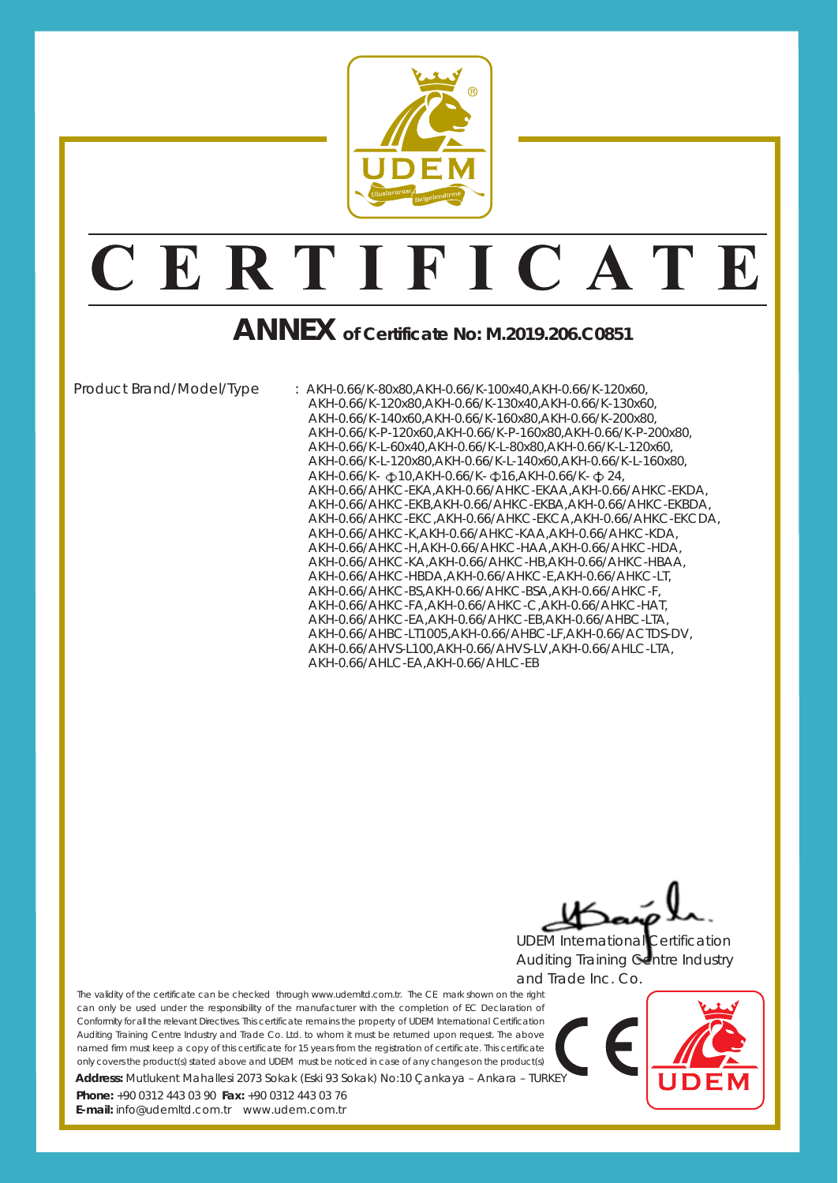# CERTIFICATE

## ANNEX of Certificate No: M.2019.206.C0851

Product Brand/Model/Type : AKH-0.66/K-80x80,AKH-0.66/K-100x40,AKH-0.66/K-120x60, AKH-0.66/K-120x80,AKH-0.66/K-130x40,AKH-0.66/K-130x60, AKH-0.66/K-140x60,AKH-0.66/K-160x80,AKH-0.66/K-200x80, AKH-0.66/K-P-120x60,AKH-0.66/K-P-160x80,AKH-0.66/K-P-200x80, AKH-0.66/K-L-60x40,AKH-0.66/K-L-80x80,AKH-0.66/K-L-120x60, AKH-0.66/K-L-120x80,AKH-0.66/K-L-140x60,AKH-0.66/K-L-160x80, AKH-0.66/K- Φ10,AKH-0.66/K- Φ16,AKH-0.66/K- Φ 24, AKH-0.66/AHKC-EKA,AKH-0.66/AHKC-EKAA,AKH-0.66/AHKC-EKDA, AKH-0.66/AHKC-EKB,AKH-0.66/AHKC-EKBA,AKH-0.66/AHKC-EKBDA, AKH-0.66/AHKC-EKC,AKH-0.66/AHKC-EKCA,AKH-0.66/AHKC-EKCDA, AKH-0.66/AHKC-K,AKH-0.66/AHKC-KAA,AKH-0.66/AHKC-KDA, AKH-0.66/AHKC-H,AKH-0.66/AHKC-HAA,AKH-0.66/AHKC-HDA, AKH-0.66/AHKC-KA,AKH-0.66/AHKC-HB,AKH-0.66/AHKC-HBAA, AKH-0.66/AHKC-HBDA,AKH-0.66/AHKC-E,AKH-0.66/AHKC-LT, AKH-0.66/AHKC-BS,AKH-0.66/AHKC-BSA,AKH-0.66/AHKC-F, AKH-0.66/AHKC-FA,AKH-0.66/AHKC-C,AKH-0.66/AHKC-HAT, AKH-0.66/AHKC-EA,AKH-0.66/AHKC-EB,AKH-0.66/AHBC-LTA, AKH-0.66/AHBC-LT1005,AKH-0.66/AHBC-LF,AKH-0.66/ACTDS-DV, AKH-0.66/AHVS-L100,AKH-0.66/AHVS-LV,AKH-0.66/AHLC-LTA, AKH-0.66/AHLC-EA,AKH-0.66/AHLC-EB

UDEM International Certification Auditing Training Centre Industry and Trade Inc. Co.

The validity of the certificate can be checked through www.udemltd.com.tr. The CE mark shown on the right can only be used under the responsibility of the manufacturer with the completion of EC Declaration of Conformity for all the relevant Directives. This certificate remains the property of UDEM International Certification Auditing Training Centre Industry and Trade Co. Ltd. to whom it must be returned upon request. The above named firm must keep a copy of this certificate for 15 years from the registration of certificate. This certificate only covers the product(s) stated above and UDEM must be noticed in case of any changes on the product(s)

**Address:** Mutlukent Mahallesi 2073 Sokak (Eski 93 Sokak) No:10 Çankaya – Ankara – TURKEY
**Phone:** +90 0312 443 03 90 **Fax:** +90 0312 443 03 76
**E-mail:** info@udemltd.com.tr www.udem.com.tr